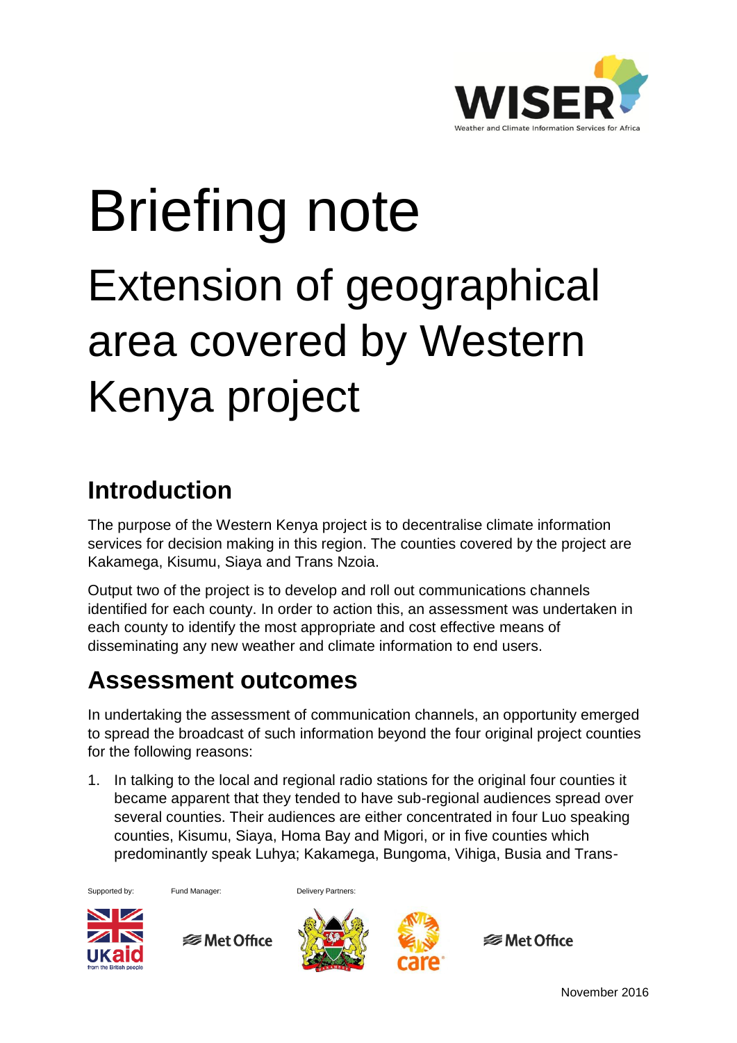# Briefing note

# Extension of geographical area covered by Western Kenya project

## Introduction

The purpose of the Western Kenya project is to decentralise climate information services for decision making in this region. The counties covered by the project are Kakamega, Kisumu, Siaya and Trans Nzoia.

Output two of the project is to develop and roll out communications channels identified for each county. In order to action this, an assessment was undertaken in each county to identify the most appropriate and cost effective means of disseminating any new weather and climate information to end users.

## Assessment outcomes

In undertaking the assessment of communication channels, an opportunity emerged to spread the broadcast of such information beyond the four original project counties for the following reasons:

1. In talking to the local and regional radio stations for the original four counties it became apparent that they tended to have sub-regional audiences spread over several counties. Their audiences are either concentrated in four Luo speaking counties, Kisumu, Siaya, Homa Bay and Migori, or in five counties which predominantly speak Luhya; Kakamega, Bungoma, Vihiga, Busia and Trans-

Supported by: Fund Manager: Delivery Partners:

November 2016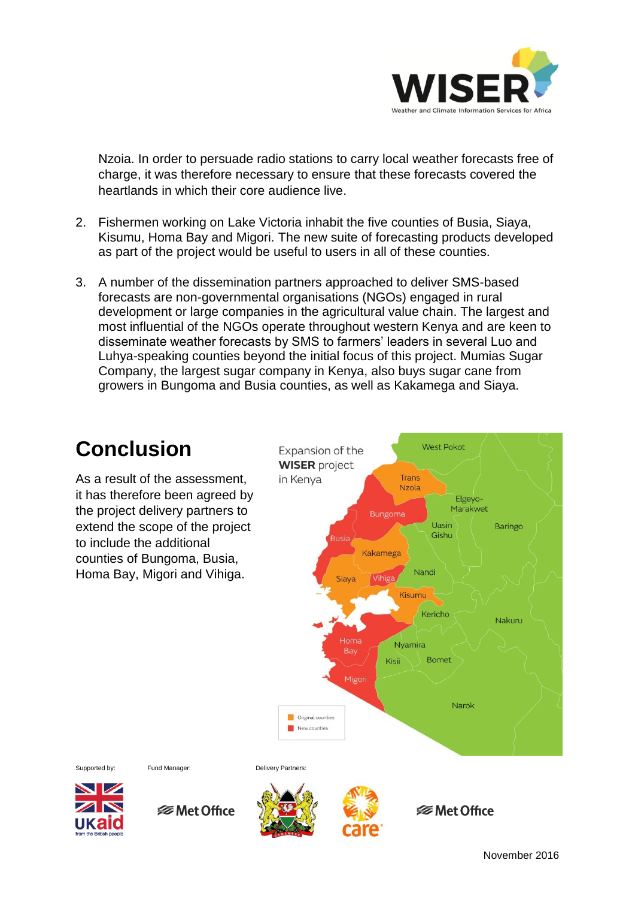Nzoia. In order to persuade radio stations to carry local weather forecasts free of charge, it was therefore necessary to ensure that these forecasts covered the heartlands in which their core audience live.

2. Fishermen working on Lake Victoria inhabit the five counties of Busia, Siaya, Kisumu, Homa Bay and Migori. The new suite of forecasting products developed as part of the project would be useful to users in all of these counties.

3. A number of the dissemination partners approached to deliver SMS-based forecasts are non-governmental organisations (NGOs) engaged in rural development or large companies in the agricultural value chain. The largest and most influential of the NGOs operate throughout western Kenya and are keen to disseminate weather forecasts by SMS to farmers' leaders in several Luo and Luhya-speaking counties beyond the initial focus of this project. Mumias Sugar Company, the largest sugar company in Kenya, also buys sugar cane from growers in Bungoma and Busia counties, as well as Kakamega and Siaya.

## Conclusion

As a result of the assessment, it has therefore been agreed by the project delivery partners to extend the scope of the project to include the additional counties of Bungoma, Busia, Homa Bay, Migori and Vihiga.

Expansion of the **WISER** project in Kenya

West Pokot
Trans Nzola
Elgeyo-Marakwet
Bungoma
Uasin Gishu
Baringo
Busia
Kakamega
Nandi
Siaya
Vihiga
Kisumu
Kericho
Nakuru
Homa Bay
Nyamira
Kisii
Bomet
Migori
Narok

Original counties
New counties

Supported by:

Fund Manager:

Delivery Partners:

November 2016